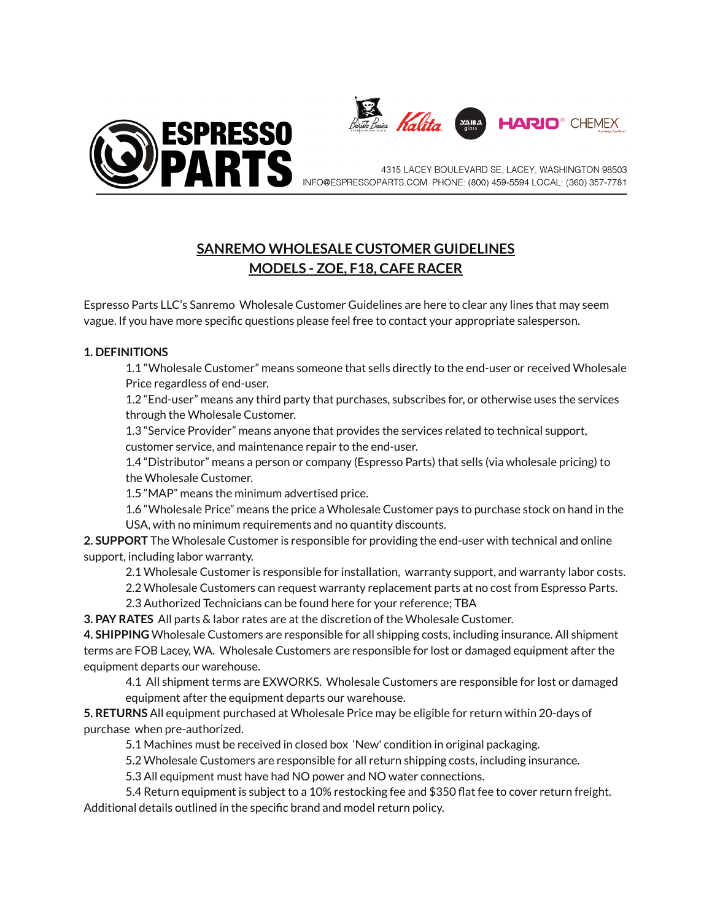**ESPRESSO PARTS**

4315 LACEY BOULEVARD SE, LACEY, WASHINGTON 98503
INFO@ESPRESSOPARTS.COM PHONE: (800) 459-5594 LOCAL: (360) 357-7781

# SANREMO WHOLESALE CUSTOMER GUIDELINES
# MODELS - ZOE, F18, CAFE RACER

Espresso Parts LLC's Sanremo Wholesale Customer Guidelines are here to clear any lines that may seem vague. If you have more specific questions please feel free to contact your appropriate salesperson.

**1. DEFINITIONS**

1.1 "Wholesale Customer" means someone that sells directly to the end-user or received Wholesale Price regardless of end-user.

1.2 "End-user" means any third party that purchases, subscribes for, or otherwise uses the services through the Wholesale Customer.

1.3 "Service Provider" means anyone that provides the services related to technical support, customer service, and maintenance repair to the end-user.

1.4 "Distributor" means a person or company (Espresso Parts) that sells (via wholesale pricing) to the Wholesale Customer.

1.5 "MAP" means the minimum advertised price.

1.6 "Wholesale Price" means the price a Wholesale Customer pays to purchase stock on hand in the USA, with no minimum requirements and no quantity discounts.

**2. SUPPORT** The Wholesale Customer is responsible for providing the end-user with technical and online support, including labor warranty.

2.1 Wholesale Customer is responsible for installation, warranty support, and warranty labor costs.

2.2 Wholesale Customers can request warranty replacement parts at no cost from Espresso Parts.

2.3 Authorized Technicians can be found here for your reference; TBA

**3. PAY RATES** All parts & labor rates are at the discretion of the Wholesale Customer.

**4. SHIPPING** Wholesale Customers are responsible for all shipping costs, including insurance. All shipment terms are FOB Lacey, WA. Wholesale Customers are responsible for lost or damaged equipment after the equipment departs our warehouse.

4.1 All shipment terms are EXWORKS. Wholesale Customers are responsible for lost or damaged equipment after the equipment departs our warehouse.

**5. RETURNS** All equipment purchased at Wholesale Price may be eligible for return within 20-days of purchase when pre-authorized.

5.1 Machines must be received in closed box 'New' condition in original packaging.

5.2 Wholesale Customers are responsible for all return shipping costs, including insurance.

5.3 All equipment must have had NO power and NO water connections.

5.4 Return equipment is subject to a 10% restocking fee and $350 flat fee to cover return freight.

Additional details outlined in the specific brand and model return policy.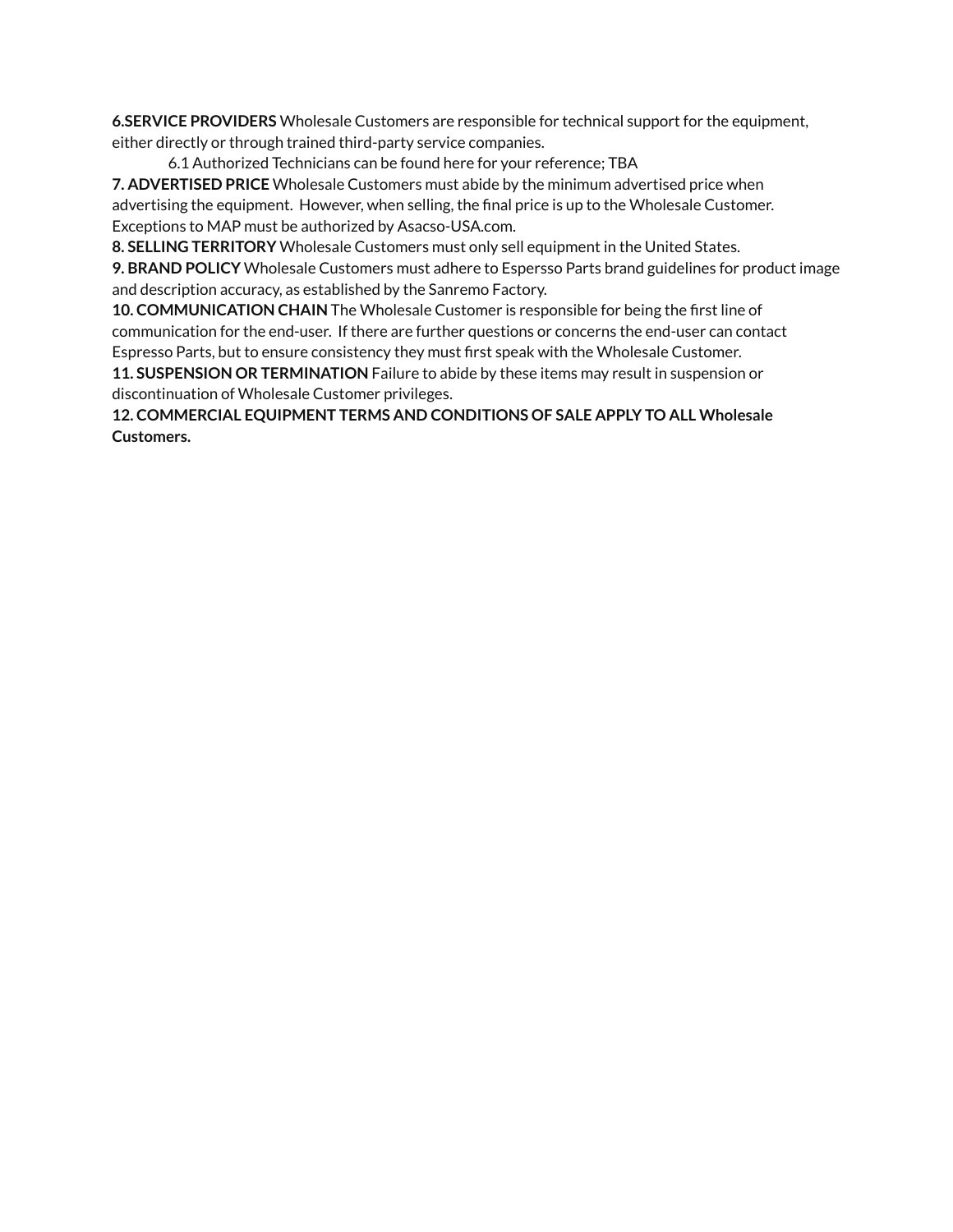**6.SERVICE PROVIDERS** Wholesale Customers are responsible for technical support for the equipment, either directly or through trained third-party service companies.

6.1 Authorized Technicians can be found here for your reference; TBA

**7. ADVERTISED PRICE** Wholesale Customers must abide by the minimum advertised price when advertising the equipment. However, when selling, the final price is up to the Wholesale Customer. Exceptions to MAP must be authorized by Asacso-USA.com.

**8. SELLING TERRITORY** Wholesale Customers must only sell equipment in the United States.

**9. BRAND POLICY** Wholesale Customers must adhere to Espersso Parts brand guidelines for product image and description accuracy, as established by the Sanremo Factory.

**10. COMMUNICATION CHAIN** The Wholesale Customer is responsible for being the first line of communication for the end-user. If there are further questions or concerns the end-user can contact Espresso Parts, but to ensure consistency they must first speak with the Wholesale Customer.

**11. SUSPENSION OR TERMINATION** Failure to abide by these items may result in suspension or discontinuation of Wholesale Customer privileges.

**12. COMMERCIAL EQUIPMENT TERMS AND CONDITIONS OF SALE APPLY TO ALL Wholesale Customers.**